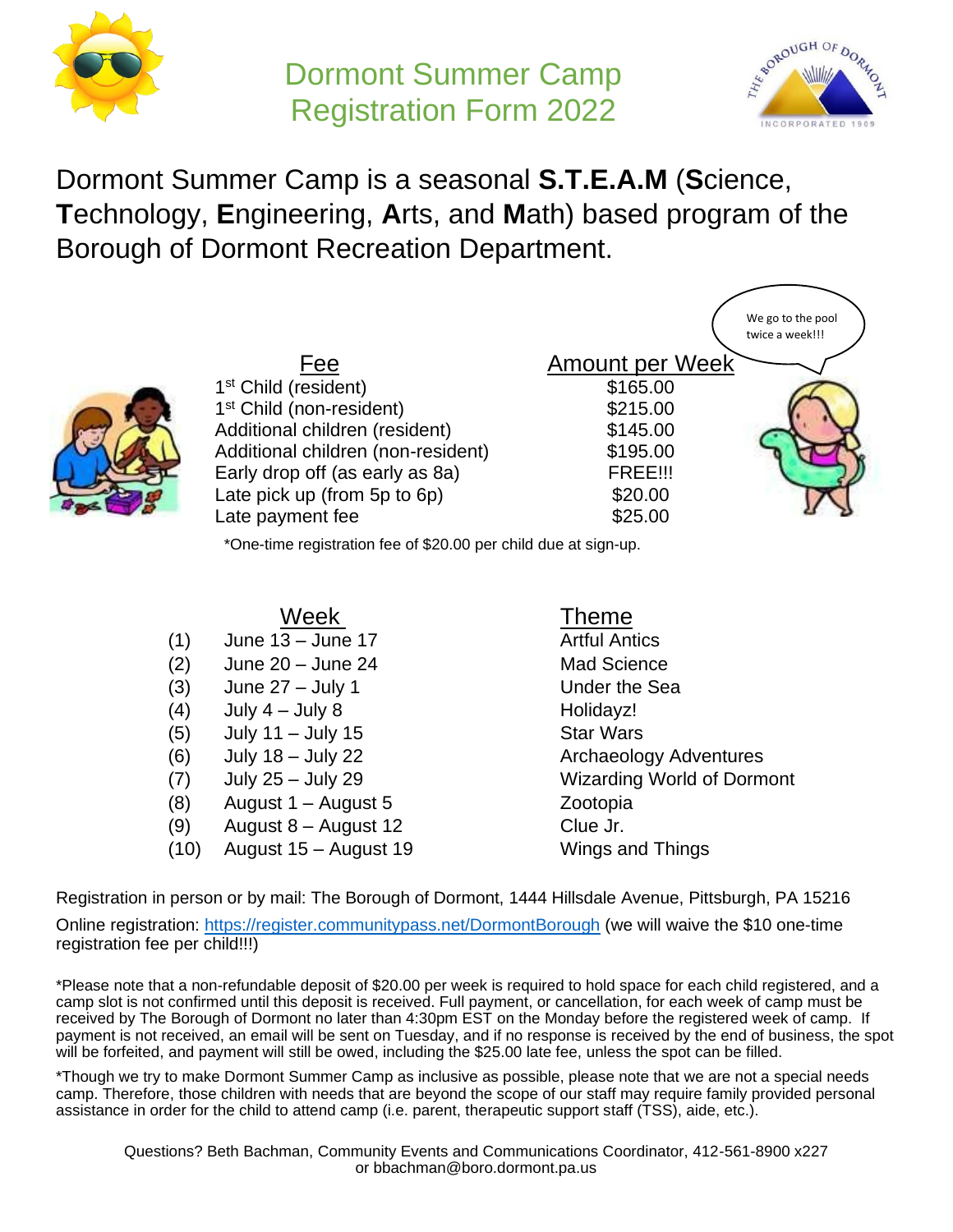# Dormont Summer Camp Registration Form 2022

Dormont Summer Camp is a seasonal **S.T.E.A.M** (**S**cience, **T**echnology, **E**ngineering, **A**rts, and **M**ath) based program of the Borough of Dormont Recreation Department.

We go to the pool twice a week!!!

| Fee | Amount per Week |
|---|---|
| 1st Child (resident) | $165.00 |
| 1st Child (non-resident) | $215.00 |
| Additional children (resident) | $145.00 |
| Additional children (non-resident) | $195.00 |
| Early drop off (as early as 8a) | FREE!!! |
| Late pick up (from 5p to 6p) | $20.00 |
| Late payment fee | $25.00 |

*One-time registration fee of $20.00 per child due at sign-up.

| | Week | Theme |
|---|---|---|
| (1) | June 13 – June 17 | Artful Antics |
| (2) | June 20 – June 24 | Mad Science |
| (3) | June 27 – July 1 | Under the Sea |
| (4) | July 4 – July 8 | Holidayz! |
| (5) | July 11 – July 15 | Star Wars |
| (6) | July 18 – July 22 | Archaeology Adventures |
| (7) | July 25 – July 29 | Wizarding World of Dormont |
| (8) | August 1 – August 5 | Zootopia |
| (9) | August 8 – August 12 | Clue Jr. |
| (10) | August 15 – August 19 | Wings and Things |

Registration in person or by mail: The Borough of Dormont, 1444 Hillsdale Avenue, Pittsburgh, PA 15216

Online registration: https://register.communitypass.net/DormontBorough (we will waive the $10 one-time registration fee per child!!!)

*Please note that a non-refundable deposit of $20.00 per week is required to hold space for each child registered, and a camp slot is not confirmed until this deposit is received. Full payment, or cancellation, for each week of camp must be received by The Borough of Dormont no later than 4:30pm EST on the Monday before the registered week of camp. If payment is not received, an email will be sent on Tuesday, and if no response is received by the end of business, the spot will be forfeited, and payment will still be owed, including the $25.00 late fee, unless the spot can be filled.

*Though we try to make Dormont Summer Camp as inclusive as possible, please note that we are not a special needs camp. Therefore, those children with needs that are beyond the scope of our staff may require family provided personal assistance in order for the child to attend camp (i.e. parent, therapeutic support staff (TSS), aide, etc.).

Questions? Beth Bachman, Community Events and Communications Coordinator, 412-561-8900 x227 or bbachman@boro.dormont.pa.us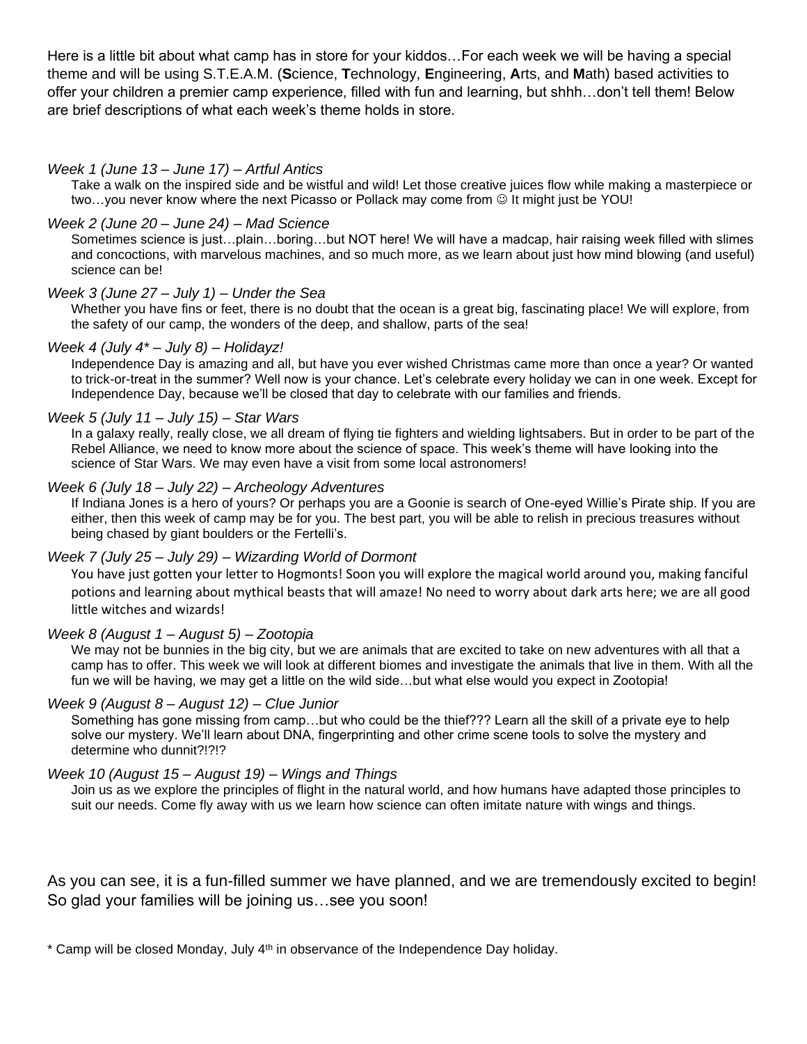Here is a little bit about what camp has in store for your kiddos…For each week we will be having a special theme and will be using S.T.E.A.M. (**S**cience, **T**echnology, **E**ngineering, **A**rts, and **M**ath) based activities to offer your children a premier camp experience, filled with fun and learning, but shhh…don't tell them! Below are brief descriptions of what each week's theme holds in store.

*Week 1 (June 13 – June 17) – Artful Antics*

Take a walk on the inspired side and be wistful and wild! Let those creative juices flow while making a masterpiece or two…you never know where the next Picasso or Pollack may come from ☺ It might just be YOU!

*Week 2 (June 20 – June 24) – Mad Science*

Sometimes science is just…plain…boring…but NOT here! We will have a madcap, hair raising week filled with slimes and concoctions, with marvelous machines, and so much more, as we learn about just how mind blowing (and useful) science can be!

*Week 3 (June 27 – July 1) – Under the Sea*

Whether you have fins or feet, there is no doubt that the ocean is a great big, fascinating place! We will explore, from the safety of our camp, the wonders of the deep, and shallow, parts of the sea!

*Week 4 (July 4* – July 8) – Holidayz!*

Independence Day is amazing and all, but have you ever wished Christmas came more than once a year? Or wanted to trick-or-treat in the summer? Well now is your chance. Let's celebrate every holiday we can in one week. Except for Independence Day, because we'll be closed that day to celebrate with our families and friends.

*Week 5 (July 11 – July 15) – Star Wars*

In a galaxy really, really close, we all dream of flying tie fighters and wielding lightsabers. But in order to be part of the Rebel Alliance, we need to know more about the science of space. This week's theme will have looking into the science of Star Wars. We may even have a visit from some local astronomers!

*Week 6 (July 18 – July 22) – Archeology Adventures*

If Indiana Jones is a hero of yours? Or perhaps you are a Goonie is search of One-eyed Willie's Pirate ship. If you are either, then this week of camp may be for you. The best part, you will be able to relish in precious treasures without being chased by giant boulders or the Fertelli's.

*Week 7 (July 25 – July 29) – Wizarding World of Dormont*

You have just gotten your letter to Hogmonts! Soon you will explore the magical world around you, making fanciful potions and learning about mythical beasts that will amaze! No need to worry about dark arts here; we are all good little witches and wizards!

*Week 8 (August 1 – August 5) – Zootopia*

We may not be bunnies in the big city, but we are animals that are excited to take on new adventures with all that a camp has to offer. This week we will look at different biomes and investigate the animals that live in them. With all the fun we will be having, we may get a little on the wild side…but what else would you expect in Zootopia!

*Week 9 (August 8 – August 12) – Clue Junior*

Something has gone missing from camp…but who could be the thief??? Learn all the skill of a private eye to help solve our mystery. We'll learn about DNA, fingerprinting and other crime scene tools to solve the mystery and determine who dunnit?!?!?

*Week 10 (August 15 – August 19) – Wings and Things*

Join us as we explore the principles of flight in the natural world, and how humans have adapted those principles to suit our needs. Come fly away with us we learn how science can often imitate nature with wings and things.

As you can see, it is a fun-filled summer we have planned, and we are tremendously excited to begin! So glad your families will be joining us…see you soon!

\* Camp will be closed Monday, July 4th in observance of the Independence Day holiday.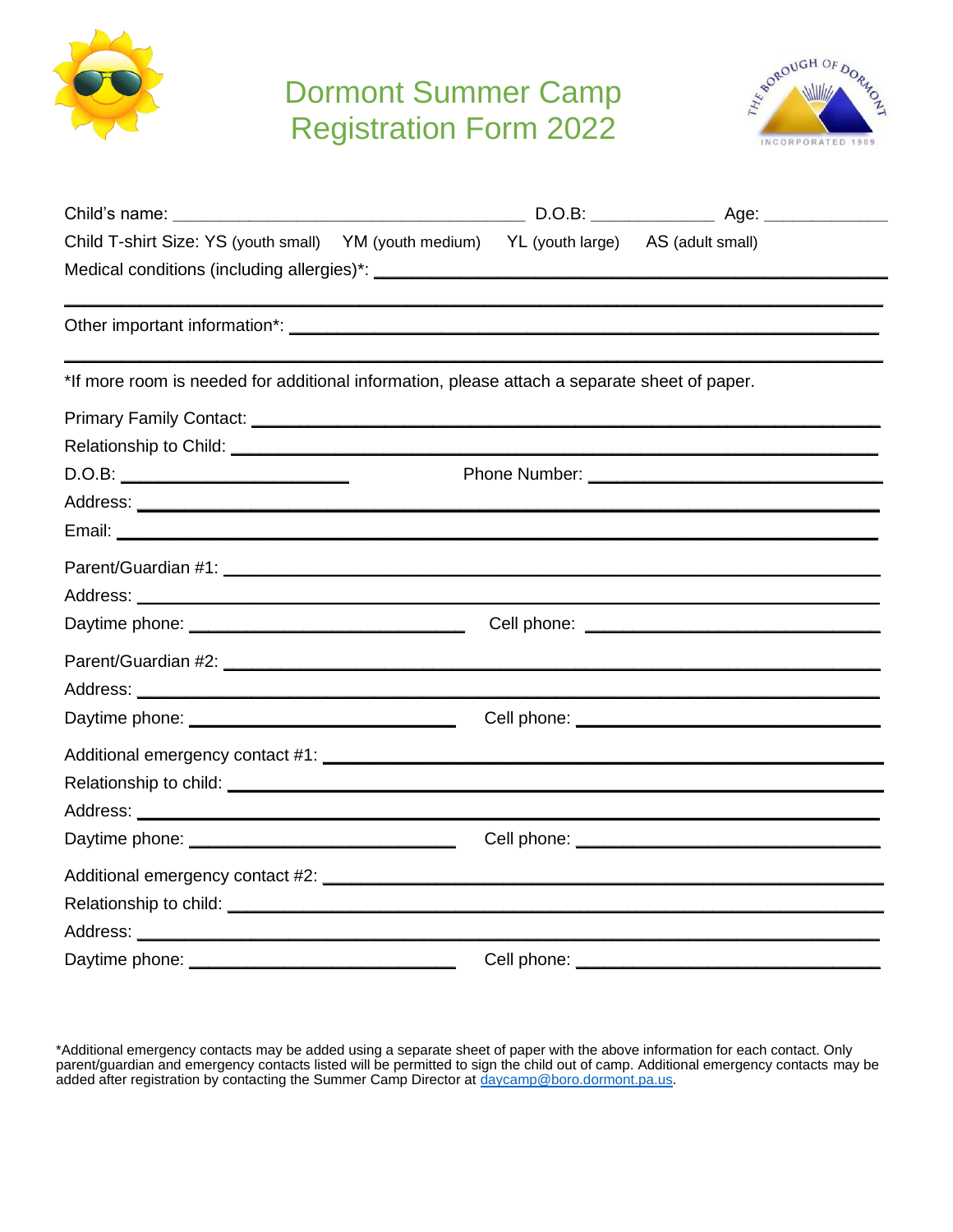# Dormont Summer Camp Registration Form 2022

Child's name: ____________________________________ D.O.B: ____________ Age: ____________

Child T-shirt Size: YS (youth small) YM (youth medium) YL (youth large) AS (adult small)

Medical conditions (including allergies)*: ______________________________________________

______________________________________________________________________________

Other important information*: ___________________________________________________

______________________________________________________________________________

*If more room is needed for additional information, please attach a separate sheet of paper.

Primary Family Contact: ________________________________________________________

Relationship to Child: _________________________________________________________

D.O.B: ______________________ Phone Number: __________________________

Address: ___________________________________________________________________

Email: _____________________________________________________________________

Parent/Guardian #1: ___________________________________________________________

Address: ___________________________________________________________________

Daytime phone: ____________________________ Cell phone: __________________________

Parent/Guardian #2: ___________________________________________________________

Address: ___________________________________________________________________

Daytime phone: ____________________________ Cell phone: __________________________

Additional emergency contact #1: ________________________________________________

Relationship to child: __________________________________________________________

Address: ___________________________________________________________________

Daytime phone: ____________________________ Cell phone: __________________________

Additional emergency contact #2: ________________________________________________

Relationship to child: __________________________________________________________

Address: ___________________________________________________________________

Daytime phone: ____________________________ Cell phone: __________________________

*Additional emergency contacts may be added using a separate sheet of paper with the above information for each contact. Only parent/guardian and emergency contacts listed will be permitted to sign the child out of camp. Additional emergency contacts may be added after registration by contacting the Summer Camp Director at daycamp@boro.dormont.pa.us.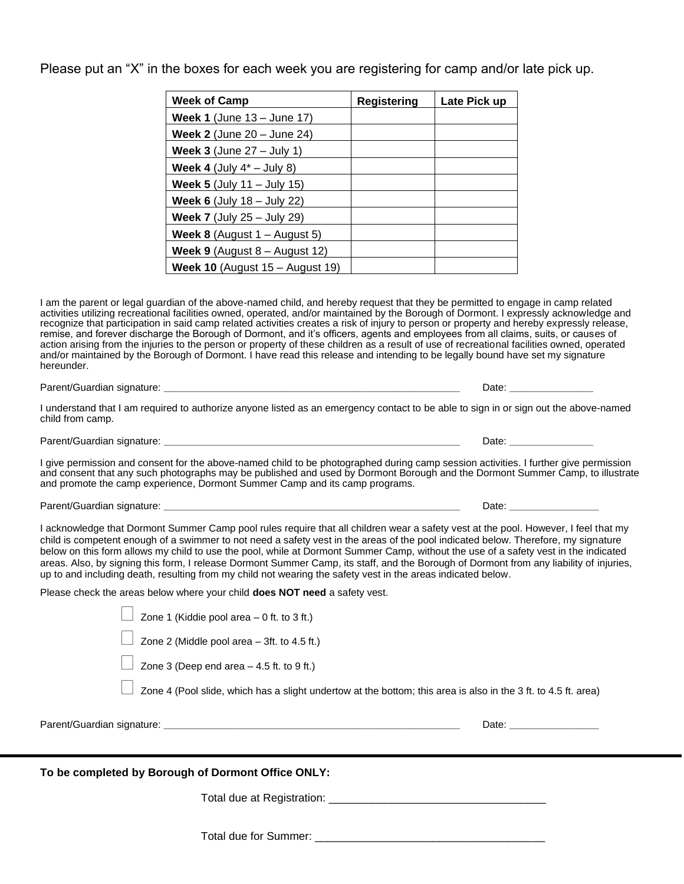Please put an "X" in the boxes for each week you are registering for camp and/or late pick up.

| Week of Camp | Registering | Late Pick up |
| --- | --- | --- |
| **Week 1** (June 13 – June 17) | | |
| **Week 2** (June 20 – June 24) | | |
| **Week 3** (June 27 – July 1) | | |
| **Week 4** (July 4* – July 8) | | |
| **Week 5** (July 11 – July 15) | | |
| **Week 6** (July 18 – July 22) | | |
| **Week 7** (July 25 – July 29) | | |
| **Week 8** (August 1 – August 5) | | |
| **Week 9** (August 8 – August 12) | | |
| **Week 10** (August 15 – August 19) | | |

I am the parent or legal guardian of the above-named child, and hereby request that they be permitted to engage in camp related activities utilizing recreational facilities owned, operated, and/or maintained by the Borough of Dormont. I expressly acknowledge and recognize that participation in said camp related activities creates a risk of injury to person or property and hereby expressly release, remise, and forever discharge the Borough of Dormont, and it's officers, agents and employees from all claims, suits, or causes of action arising from the injuries to the person or property of these children as a result of use of recreational facilities owned, operated and/or maintained by the Borough of Dormont. I have read this release and intending to be legally bound have set my signature hereunder.

Parent/Guardian signature: ______________________________________________ Date: _____________

I understand that I am required to authorize anyone listed as an emergency contact to be able to sign in or sign out the above-named child from camp.

Parent/Guardian signature: ______________________________________________ Date: _____________

I give permission and consent for the above-named child to be photographed during camp session activities. I further give permission and consent that any such photographs may be published and used by Dormont Borough and the Dormont Summer Camp, to illustrate and promote the camp experience, Dormont Summer Camp and its camp programs.

Parent/Guardian signature: ______________________________________________ Date: _____________

I acknowledge that Dormont Summer Camp pool rules require that all children wear a safety vest at the pool. However, I feel that my child is competent enough of a swimmer to not need a safety vest in the areas of the pool indicated below. Therefore, my signature below on this form allows my child to use the pool, while at Dormont Summer Camp, without the use of a safety vest in the indicated areas. Also, by signing this form, I release Dormont Summer Camp, its staff, and the Borough of Dormont from any liability of injuries, up to and including death, resulting from my child not wearing the safety vest in the areas indicated below.

Please check the areas below where your child **does NOT need** a safety vest.

- ☐ Zone 1 (Kiddie pool area – 0 ft. to 3 ft.)
- ☐ Zone 2 (Middle pool area – 3ft. to 4.5 ft.)
- ☐ Zone 3 (Deep end area – 4.5 ft. to 9 ft.)
- ☐ Zone 4 (Pool slide, which has a slight undertow at the bottom; this area is also in the 3 ft. to 4.5 ft. area)

Parent/Guardian signature: ______________________________________________ Date: _____________

---

**To be completed by Borough of Dormont Office ONLY:**

Total due at Registration: ________________________________

Total due for Summer: ________________________________